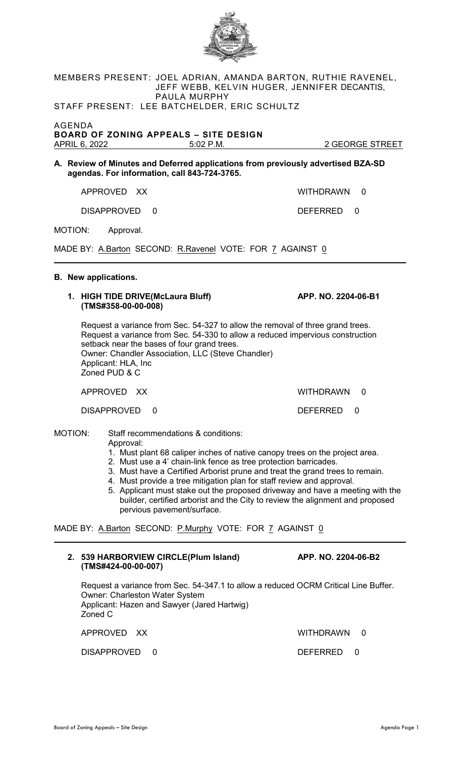MEMBERS PRESENT: JOEL ADRIAN, AMANDA BARTON, RUTHIE RAVENEL, JEFF WEBB, KELVIN HUGER, JENNIFER DECANTIS, PAULA MURPHY

STAFF PRESENT: LEE BATCHELDER, ERIC SCHULTZ

AGENDA

**BOARD OF ZONING APPEALS – SITE DESIGN**

APRIL 6, 2022 5:02 P.M. 2 GEORGE STREET

**A. Review of Minutes and Deferred applications from previously advertised BZA-SD agendas. For information, call 843-724-3765.**

APPROVED XX WITHDRAWN 0

DISAPPROVED 0 DEFERRED 0

MOTION: Approval.

MADE BY: A.Barton SECOND: R.Ravenel VOTE: FOR 7 AGAINST 0

---

**B. New applications.**

**1. HIGH TIDE DRIVE(McLaura Bluff) APP. NO. 2204-06-B1**
**(TMS#358-00-00-008)**

Request a variance from Sec. 54-327 to allow the removal of three grand trees.
Request a variance from Sec. 54-330 to allow a reduced impervious construction setback near the bases of four grand trees.
Owner: Chandler Association, LLC (Steve Chandler)
Applicant: HLA, Inc
Zoned PUD & C

APPROVED XX WITHDRAWN 0

DISAPPROVED 0 DEFERRED 0

MOTION: Staff recommendations & conditions:
Approval:

1. Must plant 68 caliper inches of native canopy trees on the project area.
2. Must use a 4' chain-link fence as tree protection barricades.
3. Must have a Certified Arborist prune and treat the grand trees to remain.
4. Must provide a tree mitigation plan for staff review and approval.
5. Applicant must stake out the proposed driveway and have a meeting with the builder, certified arborist and the City to review the alignment and proposed pervious pavement/surface.

MADE BY: A.Barton SECOND: P.Murphy VOTE: FOR 7 AGAINST 0

---

**2. 539 HARBORVIEW CIRCLE(Plum Island) APP. NO. 2204-06-B2**
**(TMS#424-00-00-007)**

Request a variance from Sec. 54-347.1 to allow a reduced OCRM Critical Line Buffer.
Owner: Charleston Water System
Applicant: Hazen and Sawyer (Jared Hartwig)
Zoned C

APPROVED XX WITHDRAWN 0

DISAPPROVED 0 DEFERRED 0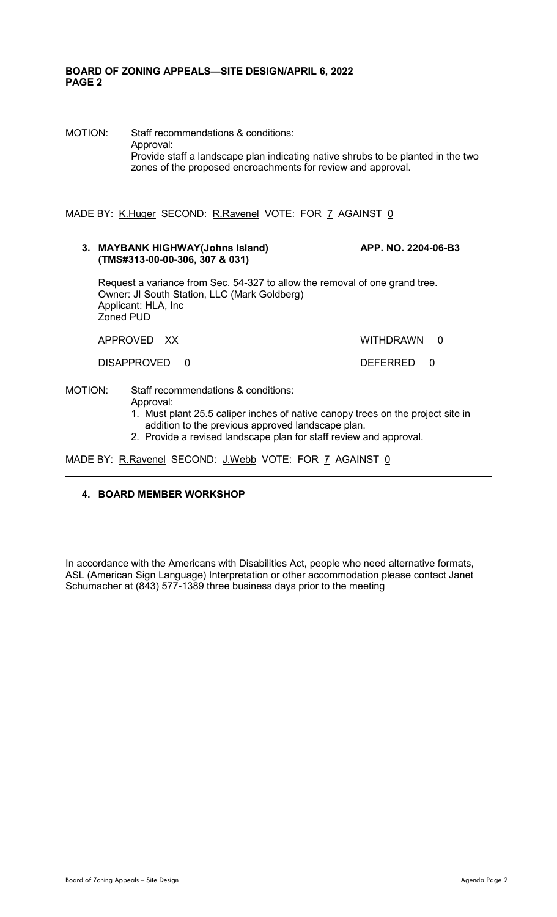MOTION: Staff recommendations & conditions:
Approval:
Provide staff a landscape plan indicating native shrubs to be planted in the two zones of the proposed encroachments for review and approval.

MADE BY: K.Huger SECOND: R.Ravenel VOTE: FOR 7 AGAINST 0

---

**3. MAYBANK HIGHWAY(Johns Island) (TMS#313-00-00-306, 307 & 031)** **APP. NO. 2204-06-B3**

Request a variance from Sec. 54-327 to allow the removal of one grand tree.
Owner: JI South Station, LLC (Mark Goldberg)
Applicant: HLA, Inc
Zoned PUD

| | |
|---|---|
| APPROVED XX | WITHDRAWN 0 |
| DISAPPROVED 0 | DEFERRED 0 |

MOTION: Staff recommendations & conditions:
Approval:
1. Must plant 25.5 caliper inches of native canopy trees on the project site in addition to the previous approved landscape plan.
2. Provide a revised landscape plan for staff review and approval.

MADE BY: R.Ravenel SECOND: J.Webb VOTE: FOR 7 AGAINST 0

---

**4. BOARD MEMBER WORKSHOP**

In accordance with the Americans with Disabilities Act, people who need alternative formats, ASL (American Sign Language) Interpretation or other accommodation please contact Janet Schumacher at (843) 577-1389 three business days prior to the meeting